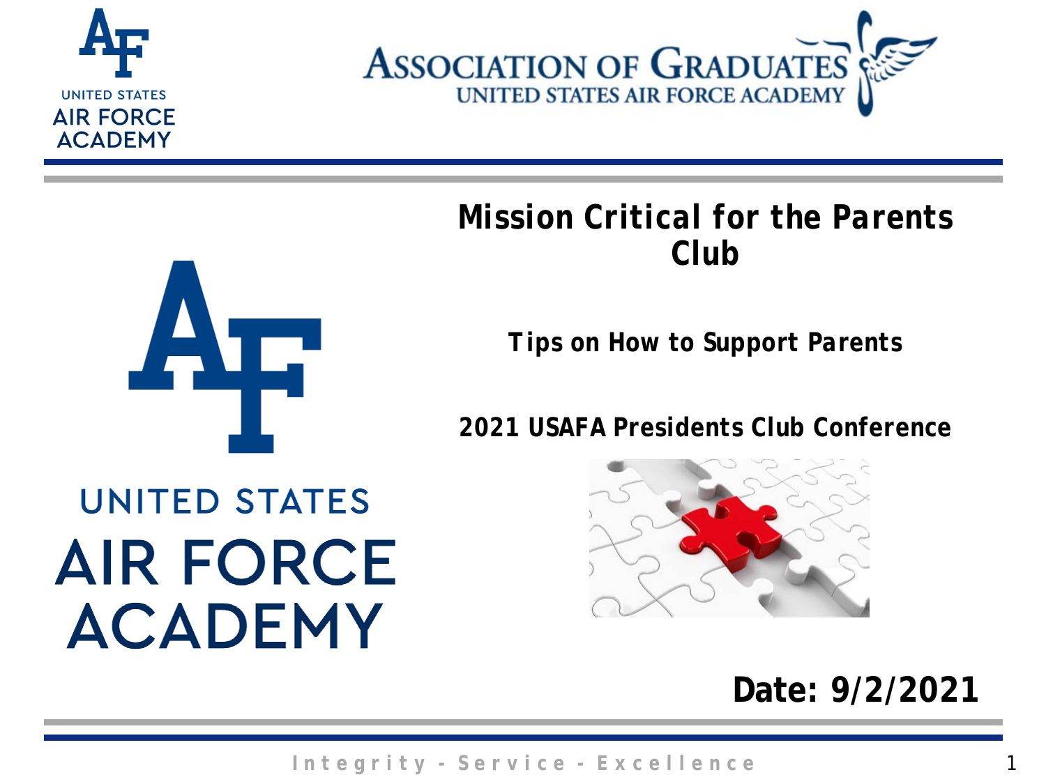UNITED STATES AIR FORCE ACADEMY

ASSOCIATION OF GRADUATES
UNITED STATES AIR FORCE ACADEMY

# Mission Critical for the Parents Club

**Tips on How to Support Parents**

**2021 USAFA Presidents Club Conference**

UNITED STATES AIR FORCE ACADEMY

**Date: 9/2/2021**

Integrity - Service - Excellence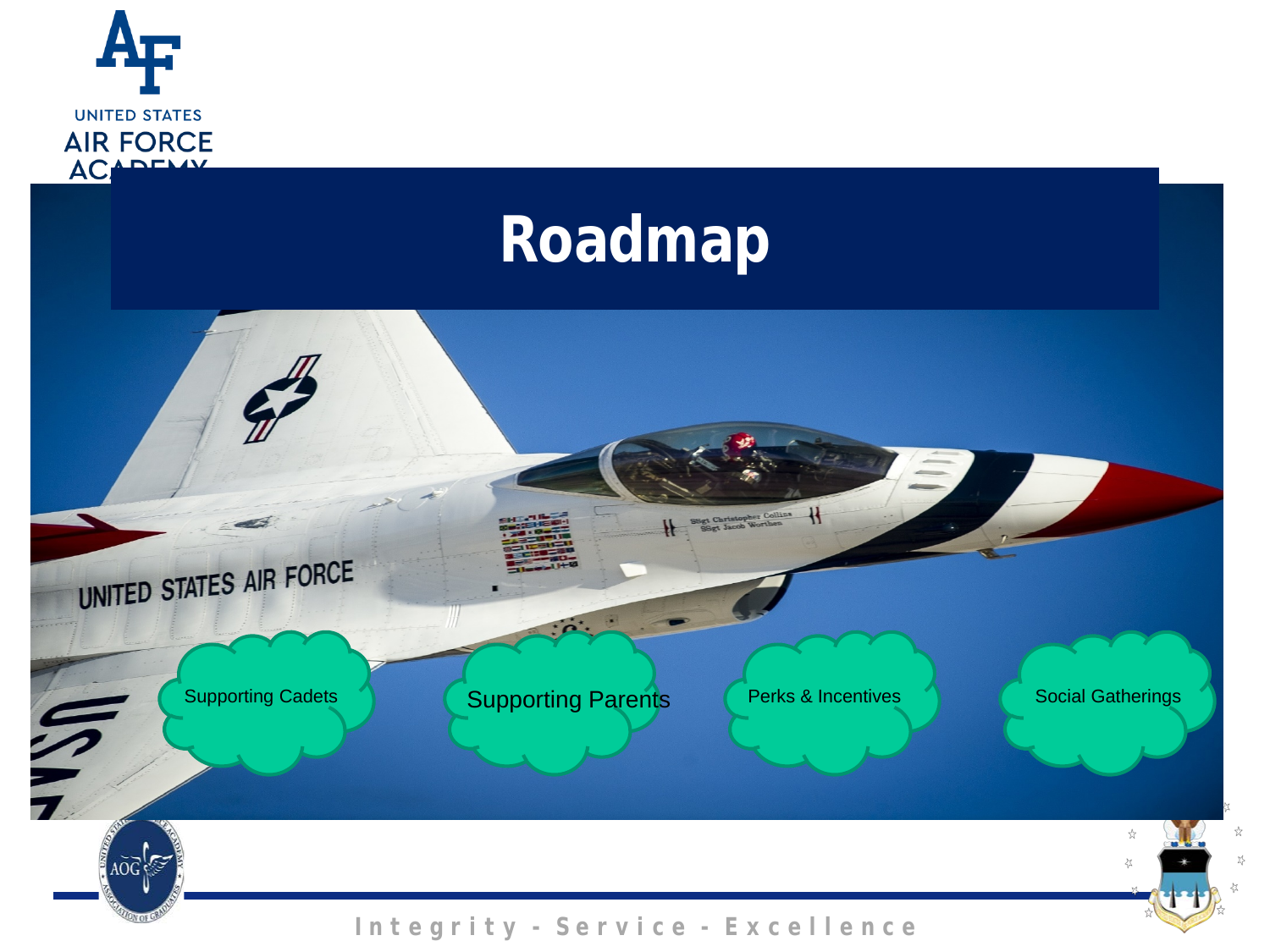# Roadmap

- Supporting Cadets
- Supporting Parents
- Perks & Incentives
- Social Gatherings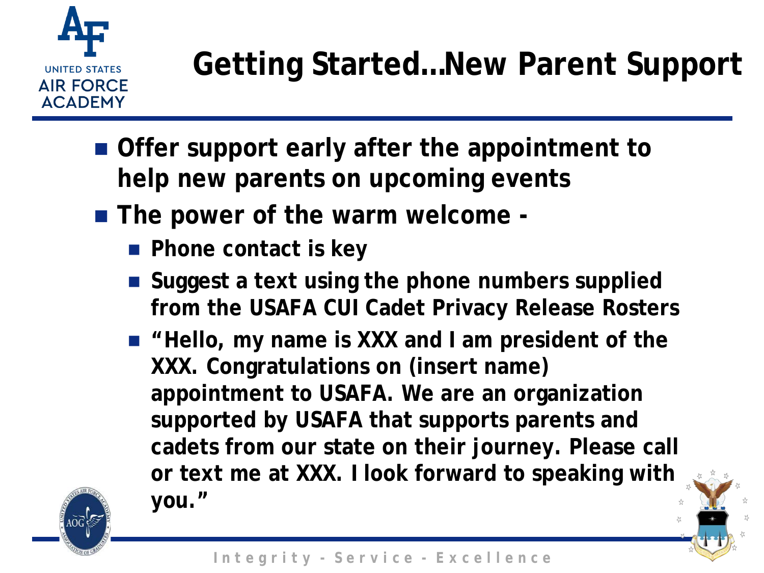# Getting Started…New Parent Support

- **Offer support early after the appointment to help new parents on upcoming events**
- **The power of the warm welcome -**
  - **Phone contact is key**
  - **Suggest a text using the phone numbers supplied from the USAFA CUI Cadet Privacy Release Rosters**
  - **"Hello, my name is XXX and I am president of the XXX. Congratulations on (insert name) appointment to USAFA. We are an organization supported by USAFA that supports parents and cadets from our state on their journey. Please call or text me at XXX. I look forward to speaking with you."**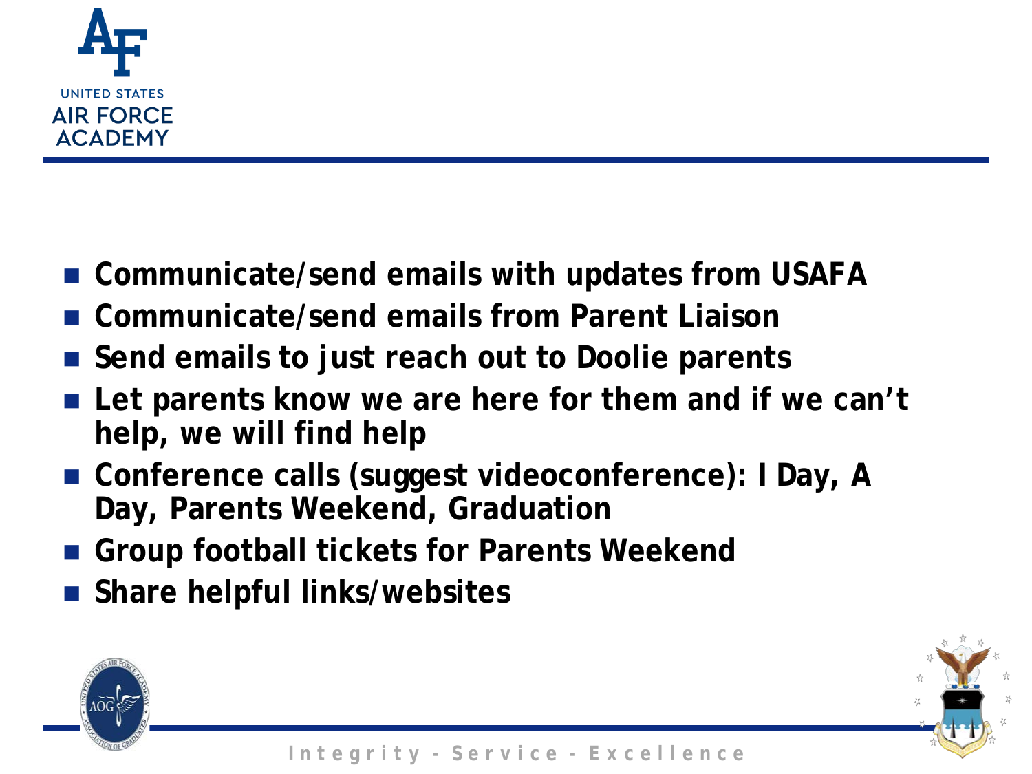- **Communicate/send emails with updates from USAFA**
- **Communicate/send emails from Parent Liaison**
- **Send emails to just reach out to Doolie parents**
- **Let parents know we are here for them and if we can't help, we will find help**
- **Conference calls (suggest videoconference): I Day, A Day, Parents Weekend, Graduation**
- **Group football tickets for Parents Weekend**
- **Share helpful links/websites**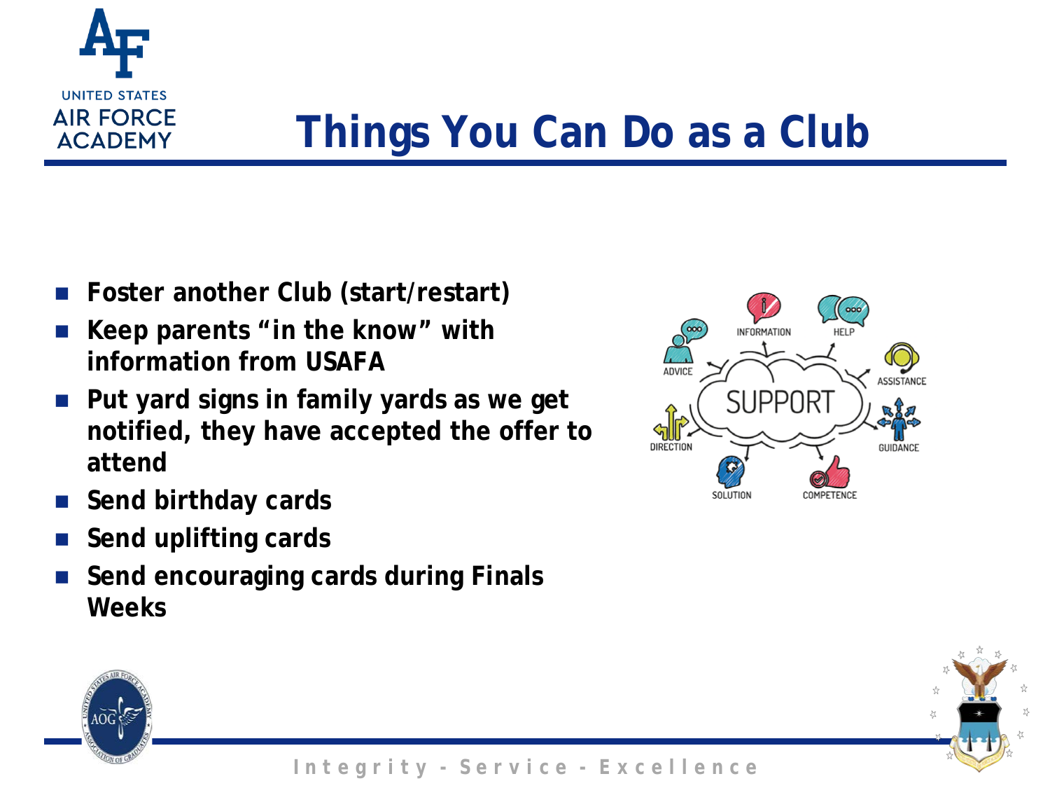# Things You Can Do as a Club

- **Foster another Club (start/restart)**
- **Keep parents "in the know" with information from USAFA**
- **Put yard signs in family yards as we get notified, they have accepted the offer to attend**
- **Send birthday cards**
- **Send uplifting cards**
- **Send encouraging cards during Finals Weeks**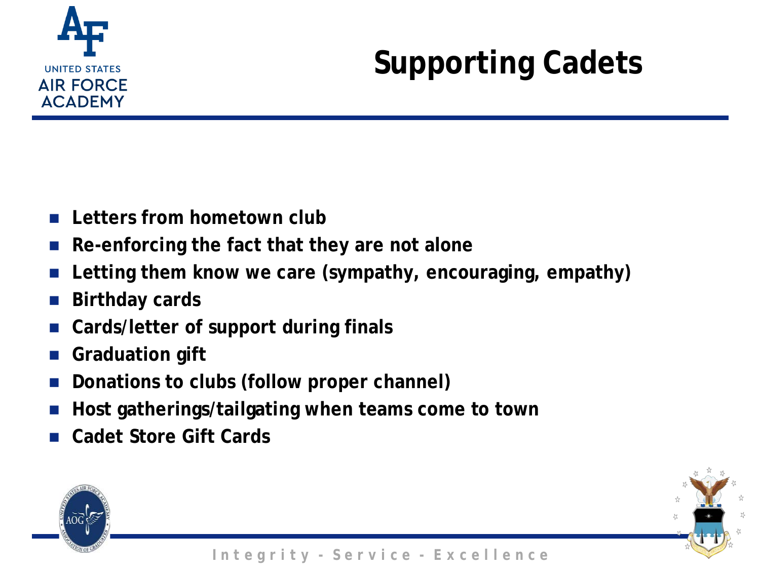# Supporting Cadets

- Letters from hometown club
- Re-enforcing the fact that they are not alone
- Letting them know we care (sympathy, encouraging, empathy)
- Birthday cards
- Cards/letter of support during finals
- Graduation gift
- Donations to clubs (follow proper channel)
- Host gatherings/tailgating when teams come to town
- Cadet Store Gift Cards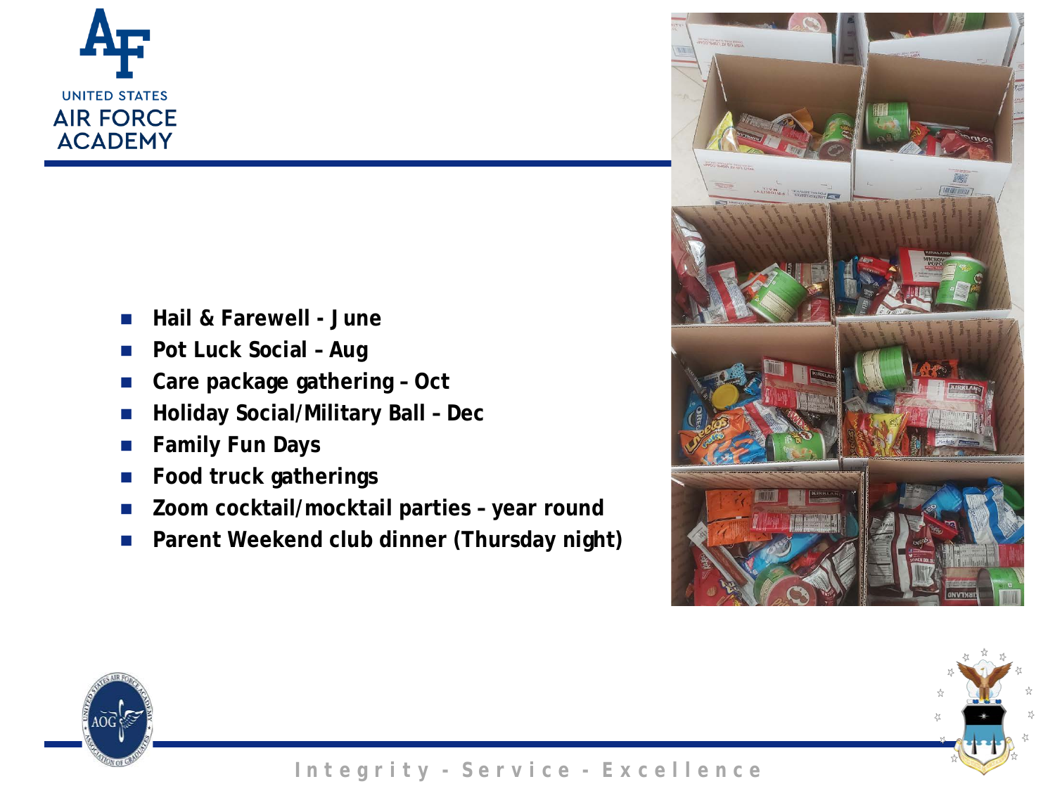- **Hail & Farewell - June**
- **Pot Luck Social – Aug**
- **Care package gathering – Oct**
- **Holiday Social/Military Ball – Dec**
- **Family Fun Days**
- **Food truck gatherings**
- **Zoom cocktail/mocktail parties – year round**
- **Parent Weekend club dinner (Thursday night)**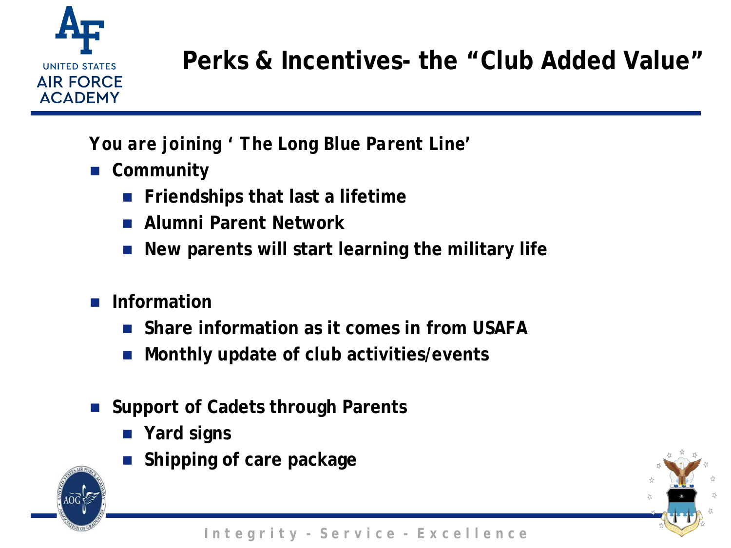# Perks & Incentives- the "Club Added Value"

***You are joining ' The Long Blue Parent Line'***

- **Community**
  - **Friendships that last a lifetime**
  - **Alumni Parent Network**
  - **New parents will start learning the military life**

- **Information**
  - **Share information as it comes in from USAFA**
  - **Monthly update of club activities/events**

- **Support of Cadets through Parents**
  - **Yard signs**
  - **Shipping of care package**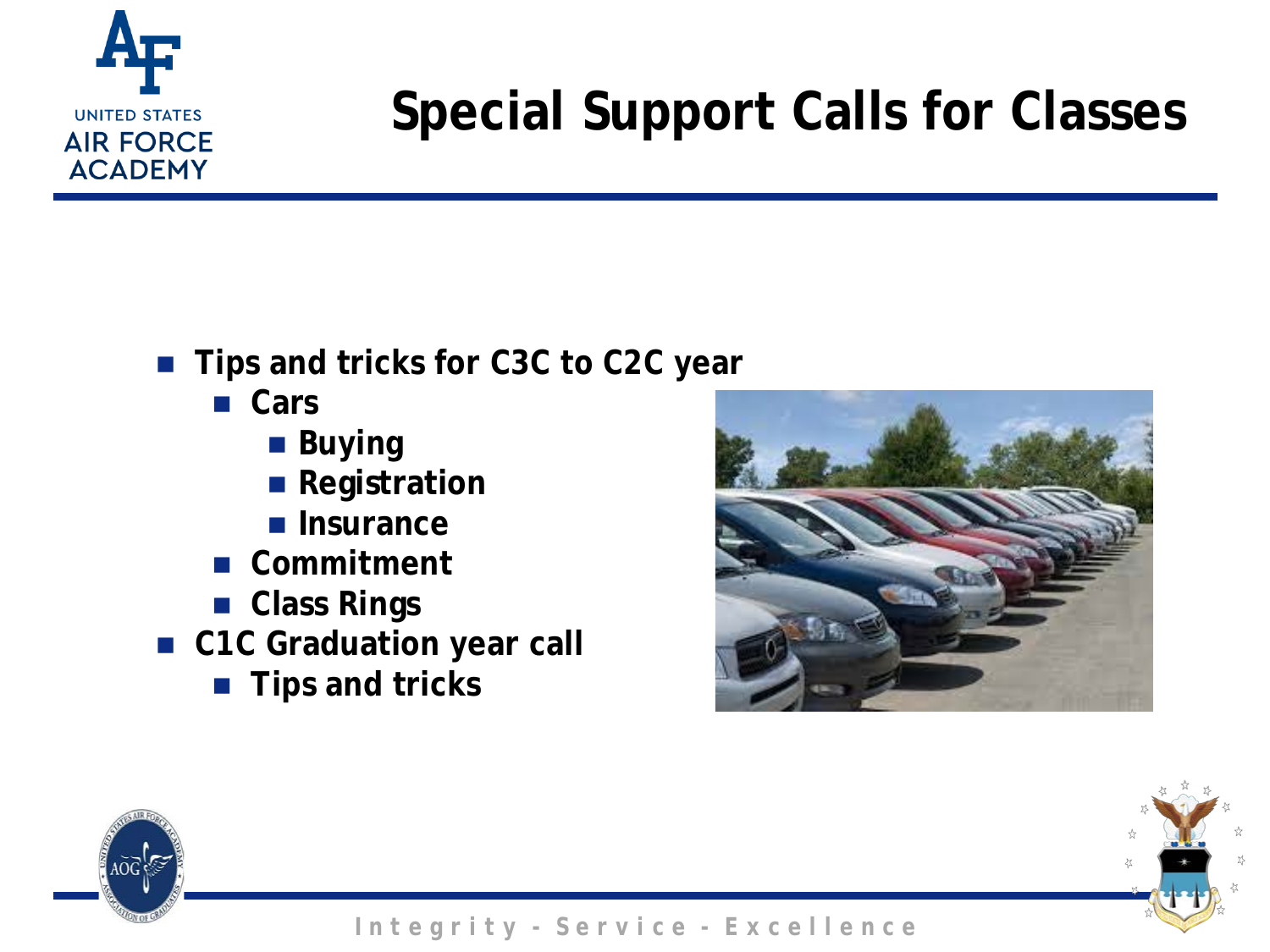# Special Support Calls for Classes

- Tips and tricks for C3C to C2C year
  - Cars
    - Buying
    - Registration
    - Insurance
  - Commitment
  - Class Rings
- C1C Graduation year call
  - Tips and tricks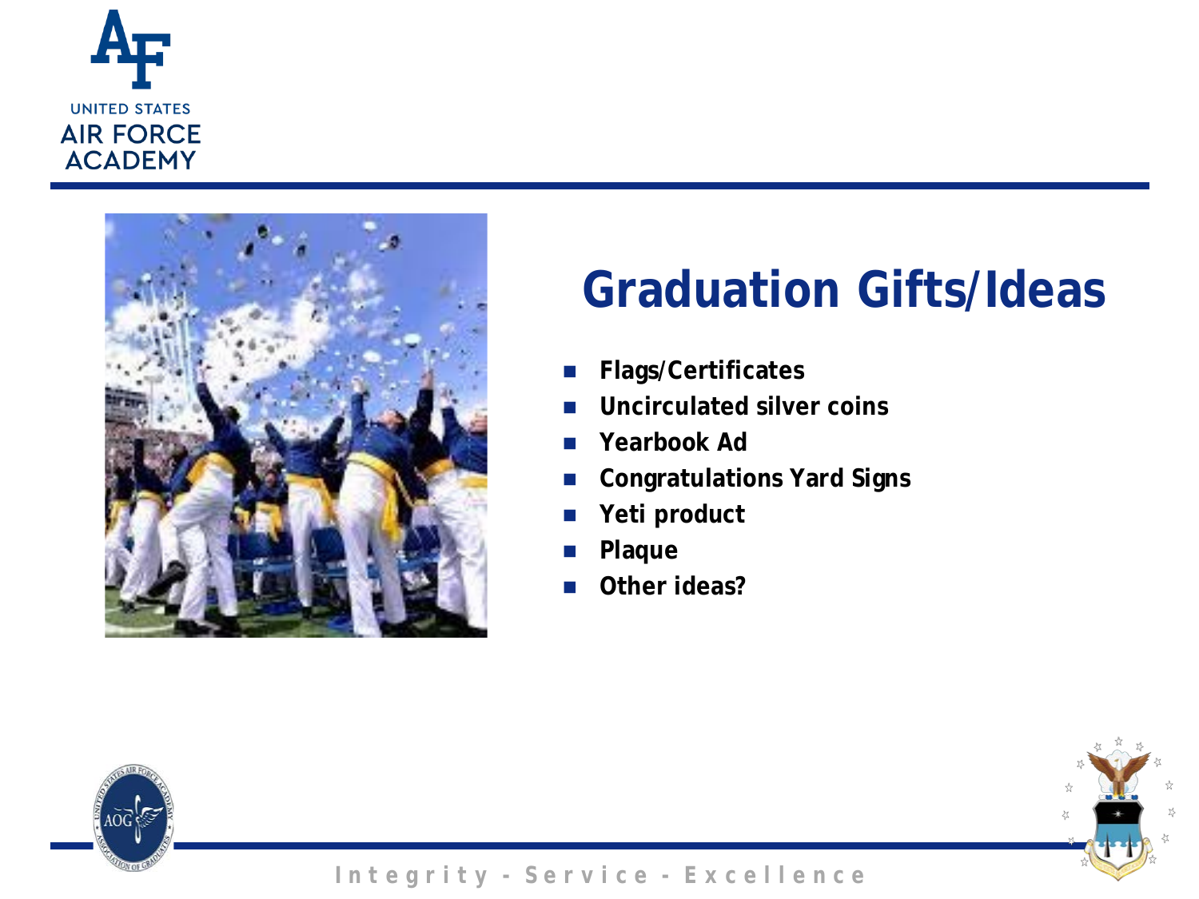# Graduation Gifts/Ideas

- **Flags/Certificates**
- **Uncirculated silver coins**
- **Yearbook Ad**
- **Congratulations Yard Signs**
- **Yeti product**
- **Plaque**
- **Other ideas?**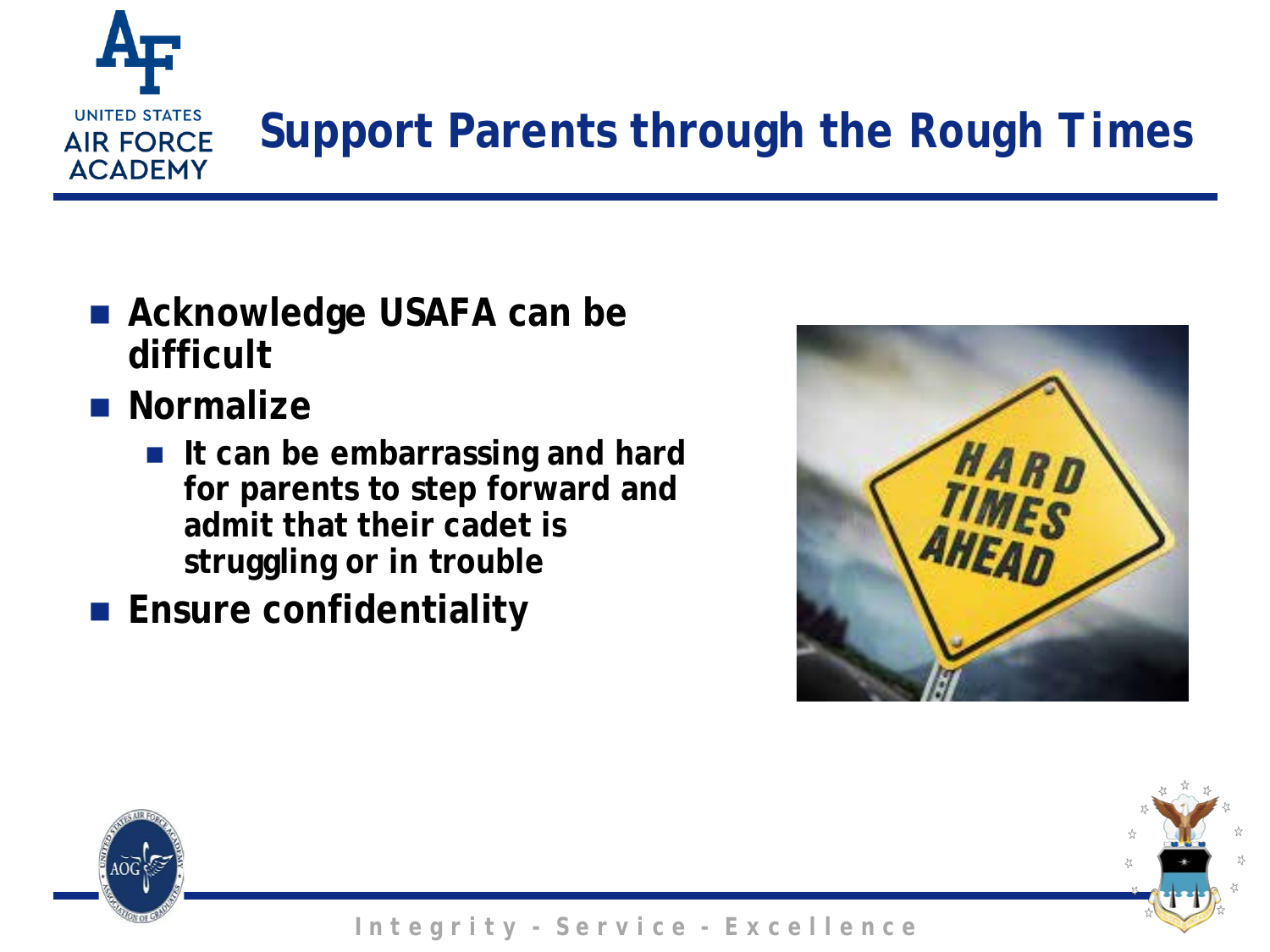# Support Parents through the Rough Times

- Acknowledge USAFA can be difficult
- Normalize
  - It can be embarrassing and hard for parents to step forward and admit that their cadet is struggling or in trouble
- Ensure confidentiality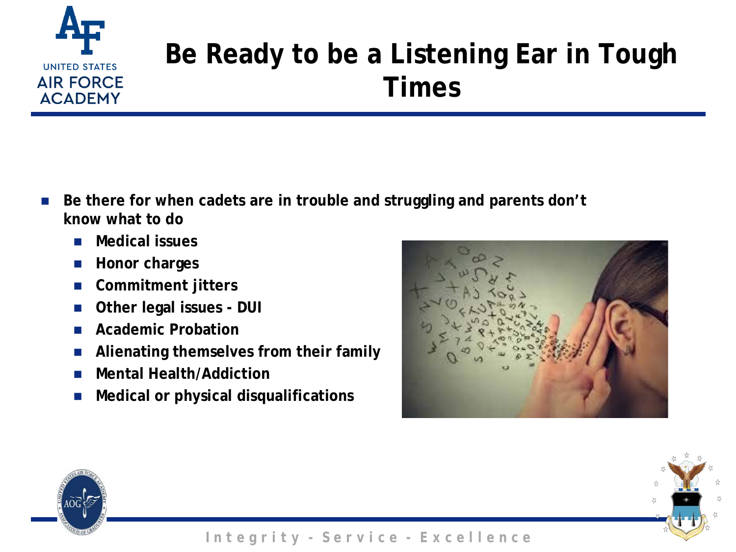# Be Ready to be a Listening Ear in Tough Times

- **Be there for when cadets are in trouble and struggling and parents don't know what to do**
  - **Medical issues**
  - **Honor charges**
  - **Commitment jitters**
  - **Other legal issues - DUI**
  - **Academic Probation**
  - **Alienating themselves from their family**
  - **Mental Health/Addiction**
  - **Medical or physical disqualifications**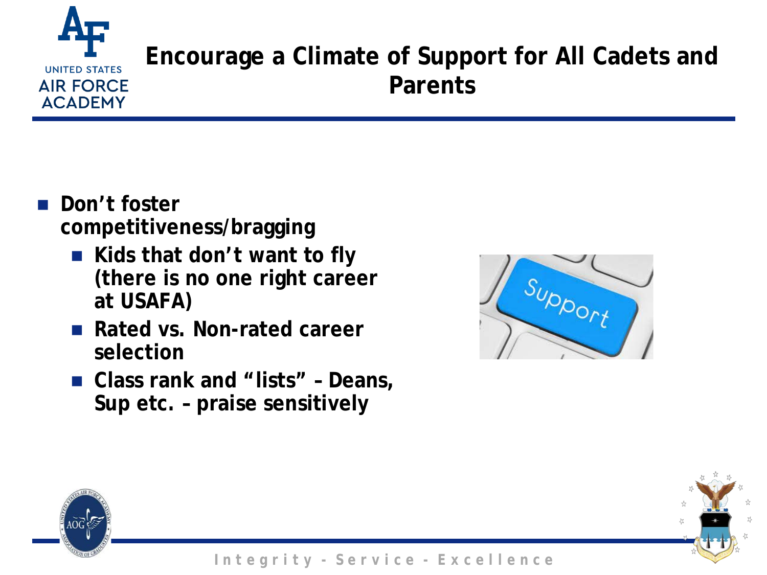# Encourage a Climate of Support for All Cadets and Parents

- **Don't foster competitiveness/bragging**
  - **Kids that don't want to fly (there is no one right career at USAFA)**
  - **Rated vs. Non-rated career selection**
  - **Class rank and "lists" – Deans, Sup etc. – praise sensitively**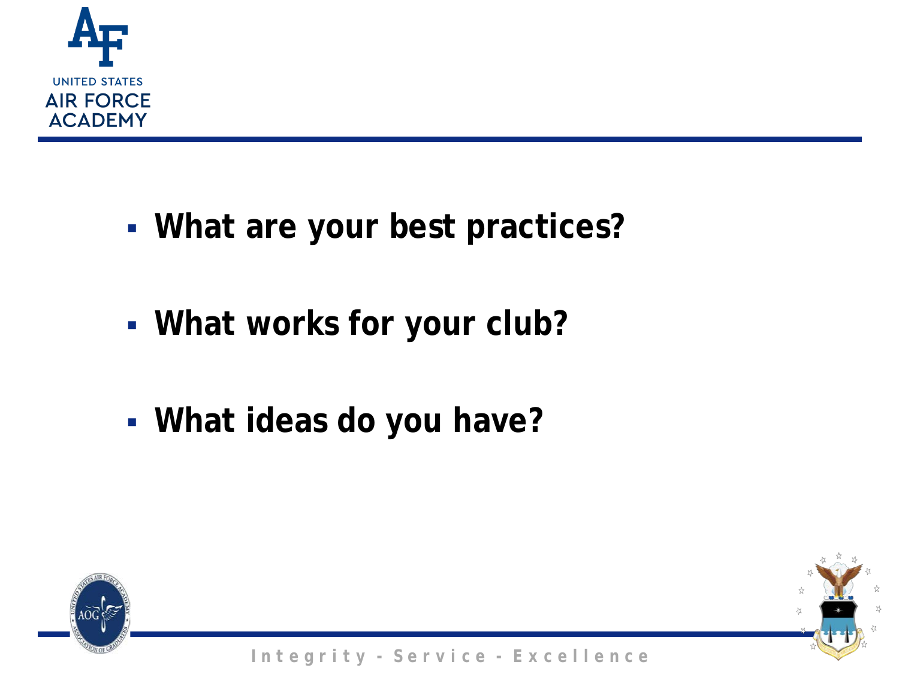- **What are your best practices?**
- **What works for your club?**
- **What ideas do you have?**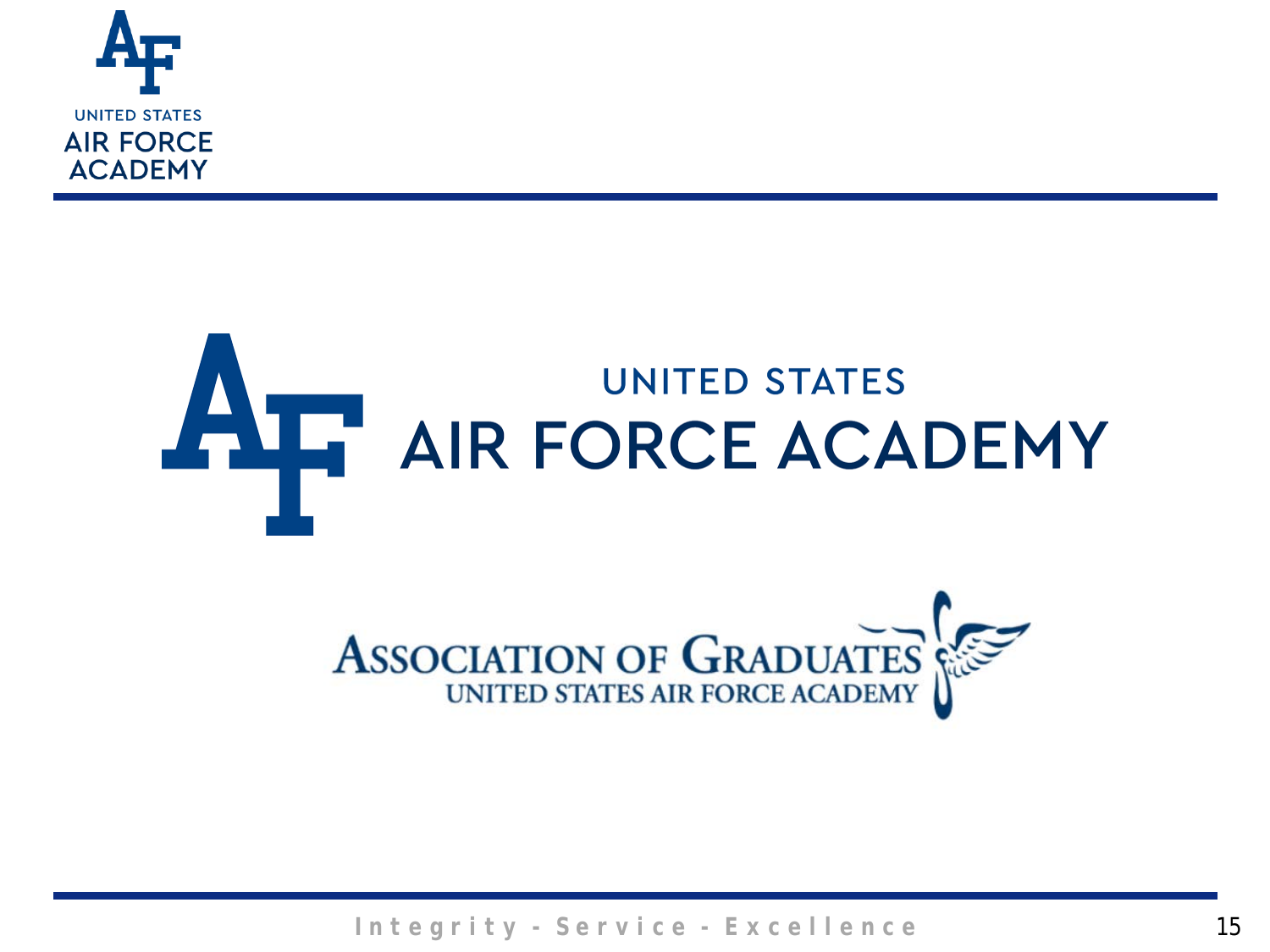UNITED STATES
AIR FORCE ACADEMY

ASSOCIATION OF GRADUATES
UNITED STATES AIR FORCE ACADEMY